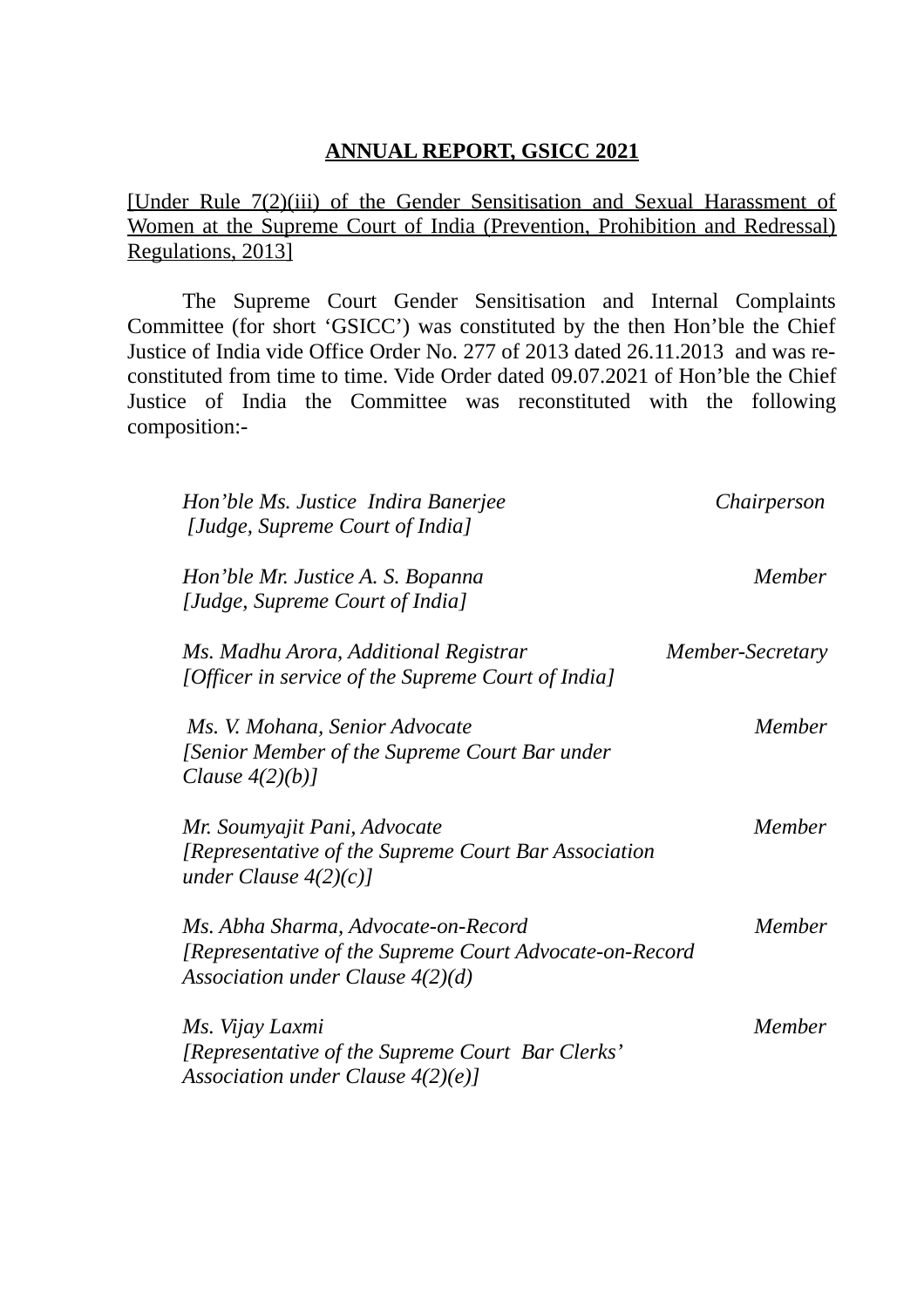**ANNUAL REPORT, GSICC 2021**

[Under Rule 7(2)(iii) of the Gender Sensitisation and Sexual Harassment of Women at the Supreme Court of India (Prevention, Prohibition and Redressal) Regulations, 2013]

The Supreme Court Gender Sensitisation and Internal Complaints Committee (for short 'GSICC') was constituted by the then Hon'ble the Chief Justice of India vide Office Order No. 277 of 2013 dated 26.11.2013 and was re-constituted from time to time. Vide Order dated 09.07.2021 of Hon'ble the Chief Justice of India the Committee was reconstituted with the following composition:-

| | |
|---|---|
| *Hon'ble Ms. Justice Indira Banerjee*<br>*[Judge, Supreme Court of India]* | *Chairperson* |
| *Hon'ble Mr. Justice A. S. Bopanna*<br>*[Judge, Supreme Court of India]* | *Member* |
| *Ms. Madhu Arora, Additional Registrar*<br>*[Officer in service of the Supreme Court of India]* | *Member-Secretary* |
| *Ms. V. Mohana, Senior Advocate*<br>*[Senior Member of the Supreme Court Bar under Clause 4(2)(b)]* | *Member* |
| *Mr. Soumyajit Pani, Advocate*<br>*[Representative of the Supreme Court Bar Association under Clause 4(2)(c)]* | *Member* |
| *Ms. Abha Sharma, Advocate-on-Record*<br>*[Representative of the Supreme Court Advocate-on-Record Association under Clause 4(2)(d)* | *Member* |
| *Ms. Vijay Laxmi*<br>*[Representative of the Supreme Court Bar Clerks' Association under Clause 4(2)(e)]* | *Member* |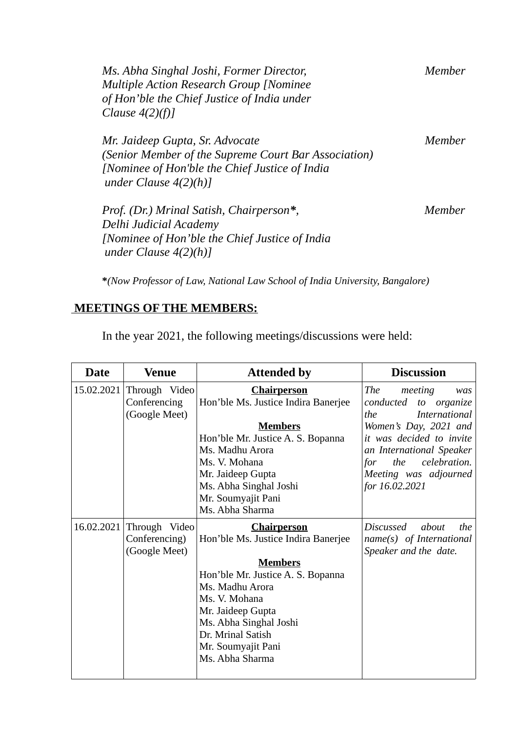*Ms. Abha Singhal Joshi, Former Director, Multiple Action Research Group [Nominee of Hon'ble the Chief Justice of India under Clause 4(2)(f)]* — *Member*

*Mr. Jaideep Gupta, Sr. Advocate (Senior Member of the Supreme Court Bar Association) [Nominee of Hon'ble the Chief Justice of India under Clause 4(2)(h)]* — *Member*

*Prof. (Dr.) Mrinal Satish, Chairperson**, *Delhi Judicial Academy [Nominee of Hon'ble the Chief Justice of India under Clause 4(2)(h)]* — *Member*

**\***(Now Professor of Law, National Law School of India University, Bangalore)*

## MEETINGS OF THE MEMBERS:

In the year 2021, the following meetings/discussions were held:

| Date | Venue | Attended by | Discussion |
|---|---|---|---|
| 15.02.2021 | Through Video Conferencing (Google Meet) | **Chairperson**<br>Hon'ble Ms. Justice Indira Banerjee<br><br>**Members**<br>Hon'ble Mr. Justice A. S. Bopanna<br>Ms. Madhu Arora<br>Ms. V. Mohana<br>Mr. Jaideep Gupta<br>Ms. Abha Singhal Joshi<br>Mr. Soumyajit Pani<br>Ms. Abha Sharma | *The meeting was conducted to organize the International Women's Day, 2021 and it was decided to invite an International Speaker for the celebration. Meeting was adjourned for 16.02.2021* |
| 16.02.2021 | Through Video Conferencing) (Google Meet) | **Chairperson**<br>Hon'ble Ms. Justice Indira Banerjee<br><br>**Members**<br>Hon'ble Mr. Justice A. S. Bopanna<br>Ms. Madhu Arora<br>Ms. V. Mohana<br>Mr. Jaideep Gupta<br>Ms. Abha Singhal Joshi<br>Dr. Mrinal Satish<br>Mr. Soumyajit Pani<br>Ms. Abha Sharma | *Discussed about the name(s) of International Speaker and the date.* |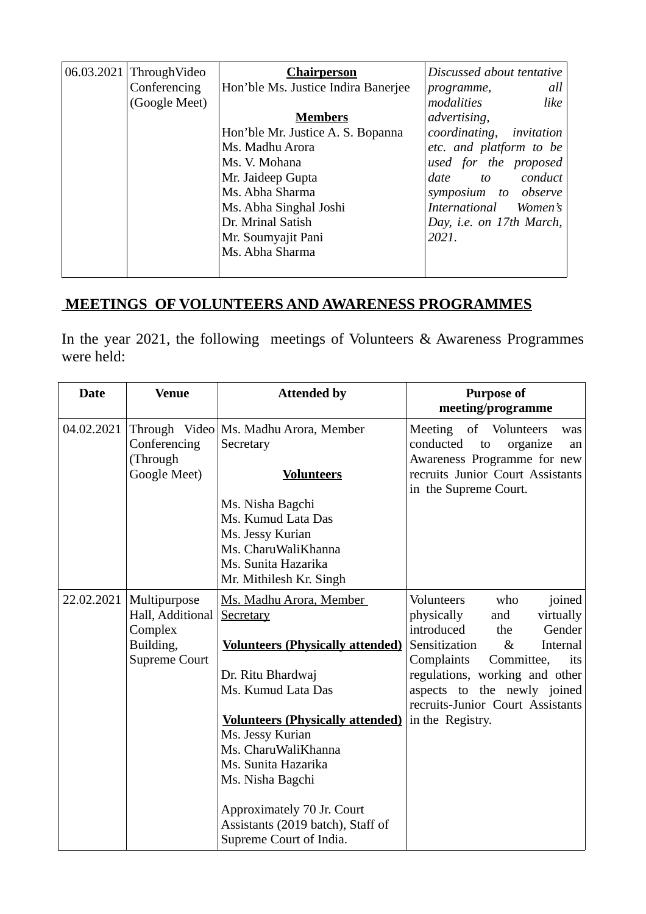| | | | |
|---|---|---|---|
| 06.03.2021 | ThroughVideo Conferencing (Google Meet) | **Chairperson**<br>Hon'ble Ms. Justice Indira Banerjee<br><br>**Members**<br>Hon'ble Mr. Justice A. S. Bopanna<br>Ms. Madhu Arora<br>Ms. V. Mohana<br>Mr. Jaideep Gupta<br>Ms. Abha Sharma<br>Ms. Abha Singhal Joshi<br>Dr. Mrinal Satish<br>Mr. Soumyajit Pani<br>Ms. Abha Sharma | *Discussed about tentative programme, all modalities like advertising, coordinating, invitation etc. and platform to be used for the proposed date to conduct symposium to observe International Women's Day, i.e. on 17th March, 2021.* |

## MEETINGS OF VOLUNTEERS AND AWARENESS PROGRAMMES

In the year 2021, the following meetings of Volunteers & Awareness Programmes were held:

| Date | Venue | Attended by | Purpose of meeting/programme |
|---|---|---|---|
| 04.02.2021 | Through Video Conferencing (Through Google Meet) | Ms. Madhu Arora, Member Secretary<br><br>**Volunteers**<br><br>Ms. Nisha Bagchi<br>Ms. Kumud Lata Das<br>Ms. Jessy Kurian<br>Ms. CharuWaliKhanna<br>Ms. Sunita Hazarika<br>Mr. Mithilesh Kr. Singh | Meeting of Volunteers was conducted to organize an Awareness Programme for new recruits Junior Court Assistants in the Supreme Court. |
| 22.02.2021 | Multipurpose Hall, Additional Complex Building, Supreme Court | Ms. Madhu Arora, Member Secretary<br><br>**Volunteers (Physically attended)**<br><br>Dr. Ritu Bhardwaj<br>Ms. Kumud Lata Das<br><br>**Volunteers (Physically attended)**<br>Ms. Jessy Kurian<br>Ms. CharuWaliKhanna<br>Ms. Sunita Hazarika<br>Ms. Nisha Bagchi<br><br>Approximately 70 Jr. Court Assistants (2019 batch), Staff of Supreme Court of India. | Volunteers who joined physically and virtually introduced the Gender Sensitization & Internal Complaints Committee, its regulations, working and other aspects to the newly joined recruits-Junior Court Assistants in the Registry. |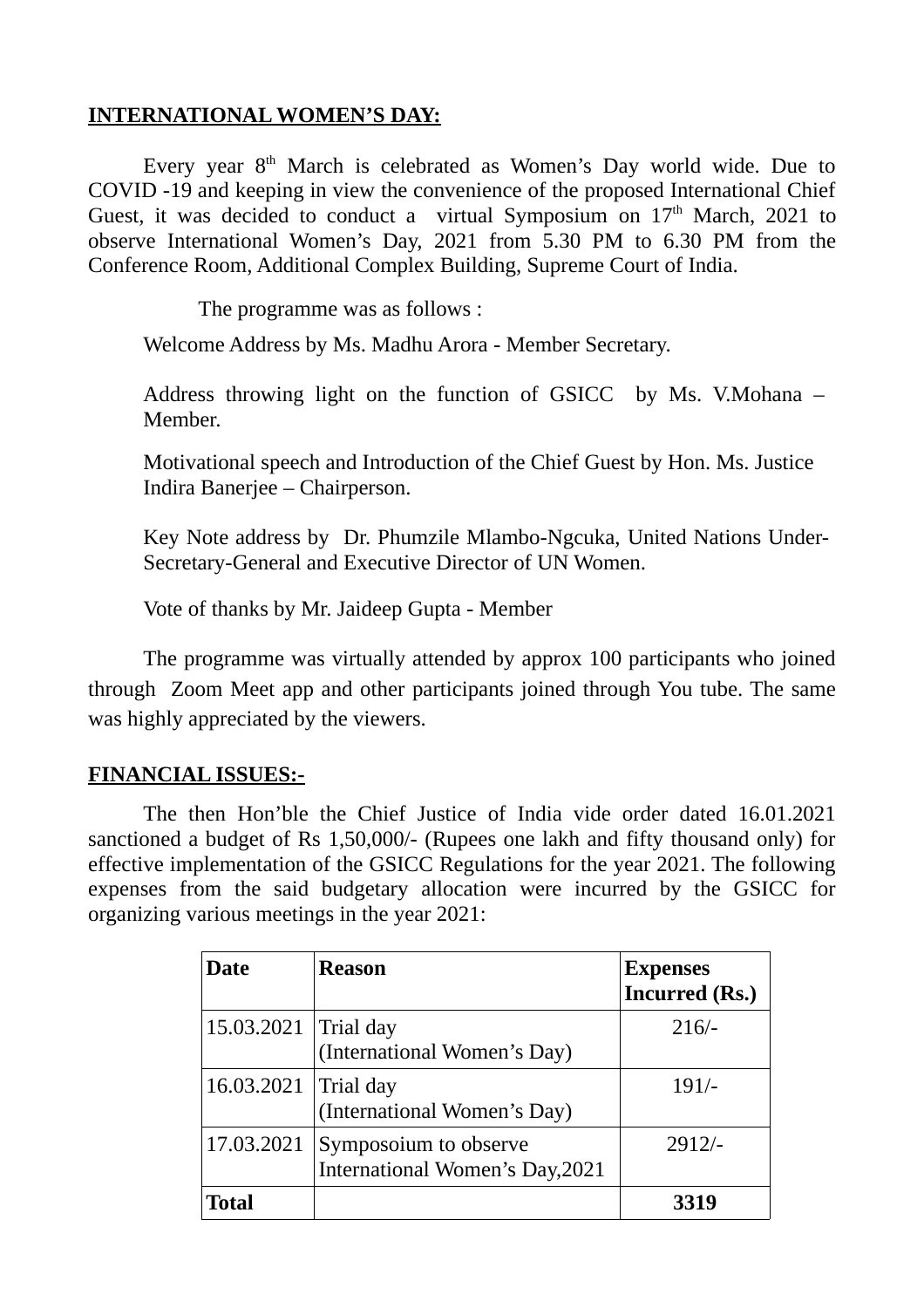## **INTERNATIONAL WOMEN'S DAY:**

Every year 8th March is celebrated as Women's Day world wide. Due to COVID -19 and keeping in view the convenience of the proposed International Chief Guest, it was decided to conduct a virtual Symposium on 17th March, 2021 to observe International Women's Day, 2021 from 5.30 PM to 6.30 PM from the Conference Room, Additional Complex Building, Supreme Court of India.

The programme was as follows :

Welcome Address by Ms. Madhu Arora - Member Secretary.

Address throwing light on the function of GSICC by Ms. V.Mohana – Member.

Motivational speech and Introduction of the Chief Guest by Hon. Ms. Justice Indira Banerjee – Chairperson.

Key Note address by Dr. Phumzile Mlambo-Ngcuka, United Nations Under-Secretary-General and Executive Director of UN Women.

Vote of thanks by Mr. Jaideep Gupta - Member

The programme was virtually attended by approx 100 participants who joined through Zoom Meet app and other participants joined through You tube. The same was highly appreciated by the viewers.

## **FINANCIAL ISSUES:-**

The then Hon'ble the Chief Justice of India vide order dated 16.01.2021 sanctioned a budget of Rs 1,50,000/- (Rupees one lakh and fifty thousand only) for effective implementation of the GSICC Regulations for the year 2021. The following expenses from the said budgetary allocation were incurred by the GSICC for organizing various meetings in the year 2021:

| **Date** | **Reason** | **Expenses Incurred (Rs.)** |
|---|---|---|
| 15.03.2021 | Trial day (International Women's Day) | 216/- |
| 16.03.2021 | Trial day (International Women's Day) | 191/- |
| 17.03.2021 | Symposoium to observe International Women's Day,2021 | 2912/- |
| **Total** | | **3319** |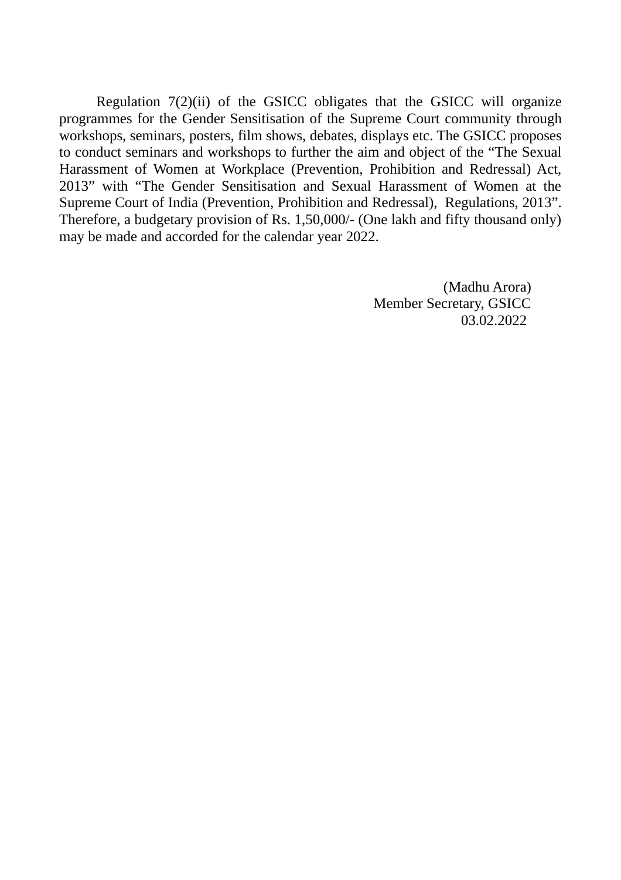Regulation 7(2)(ii) of the GSICC obligates that the GSICC will organize programmes for the Gender Sensitisation of the Supreme Court community through workshops, seminars, posters, film shows, debates, displays etc. The GSICC proposes to conduct seminars and workshops to further the aim and object of the "The Sexual Harassment of Women at Workplace (Prevention, Prohibition and Redressal) Act, 2013" with "The Gender Sensitisation and Sexual Harassment of Women at the Supreme Court of India (Prevention, Prohibition and Redressal), Regulations, 2013". Therefore, a budgetary provision of Rs. 1,50,000/- (One lakh and fifty thousand only) may be made and accorded for the calendar year 2022.

(Madhu Arora)
Member Secretary, GSICC
03.02.2022